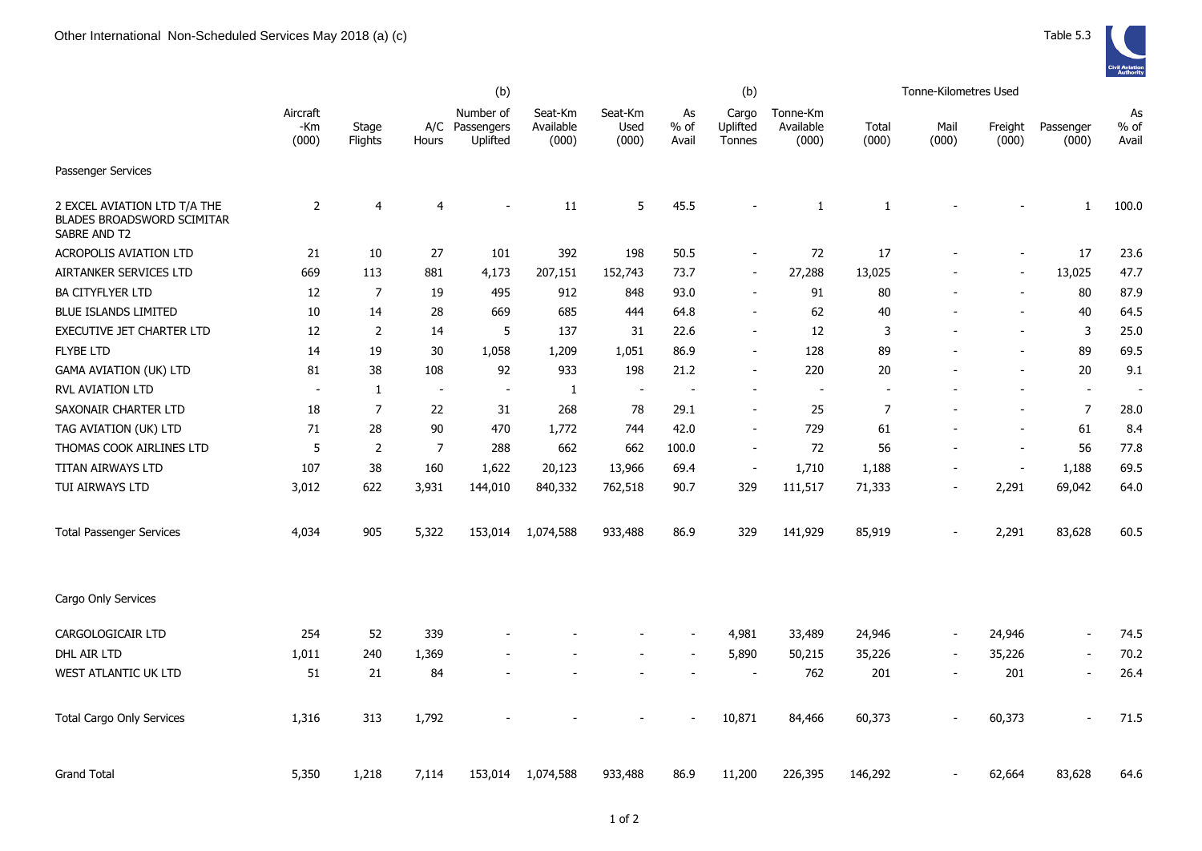# Other International Non-Scheduled Services May 2018 (a) (c)

Table 5.3

| | Aircraft -Km (000) | Stage Flights | A/C Hours | (b) Number of Passengers Uplifted | Seat-Km Available (000) | Seat-Km Used (000) | As % of Avail | (b) Cargo Uplifted Tonnes | Tonne-Km Available (000) | Tonne-Kilometres Used Total (000) | Mail (000) | Freight (000) | Passenger (000) | As % of Avail |
|---|---|---|---|---|---|---|---|---|---|---|---|---|---|---|
| Passenger Services | | | | | | | | | | | | | | |
| 2 EXCEL AVIATION LTD T/A THE BLADES BROADSWORD SCIMITAR SABRE AND T2 | 2 | 4 | 4 | - | 11 | 5 | 45.5 | - | 1 | 1 | - | - | 1 | 100.0 |
| ACROPOLIS AVIATION LTD | 21 | 10 | 27 | 101 | 392 | 198 | 50.5 | - | 72 | 17 | - | - | 17 | 23.6 |
| AIRTANKER SERVICES LTD | 669 | 113 | 881 | 4,173 | 207,151 | 152,743 | 73.7 | - | 27,288 | 13,025 | - | - | 13,025 | 47.7 |
| BA CITYFLYER LTD | 12 | 7 | 19 | 495 | 912 | 848 | 93.0 | - | 91 | 80 | - | - | 80 | 87.9 |
| BLUE ISLANDS LIMITED | 10 | 14 | 28 | 669 | 685 | 444 | 64.8 | - | 62 | 40 | - | - | 40 | 64.5 |
| EXECUTIVE JET CHARTER LTD | 12 | 2 | 14 | 5 | 137 | 31 | 22.6 | - | 12 | 3 | - | - | 3 | 25.0 |
| FLYBE LTD | 14 | 19 | 30 | 1,058 | 1,209 | 1,051 | 86.9 | - | 128 | 89 | - | - | 89 | 69.5 |
| GAMA AVIATION (UK) LTD | 81 | 38 | 108 | 92 | 933 | 198 | 21.2 | - | 220 | 20 | - | - | 20 | 9.1 |
| RVL AVIATION LTD | - | 1 | - | - | 1 | - | - | - | - | - | - | - | - | - |
| SAXONAIR CHARTER LTD | 18 | 7 | 22 | 31 | 268 | 78 | 29.1 | - | 25 | 7 | - | - | 7 | 28.0 |
| TAG AVIATION (UK) LTD | 71 | 28 | 90 | 470 | 1,772 | 744 | 42.0 | - | 729 | 61 | - | - | 61 | 8.4 |
| THOMAS COOK AIRLINES LTD | 5 | 2 | 7 | 288 | 662 | 662 | 100.0 | - | 72 | 56 | - | - | 56 | 77.8 |
| TITAN AIRWAYS LTD | 107 | 38 | 160 | 1,622 | 20,123 | 13,966 | 69.4 | - | 1,710 | 1,188 | - | - | 1,188 | 69.5 |
| TUI AIRWAYS LTD | 3,012 | 622 | 3,931 | 144,010 | 840,332 | 762,518 | 90.7 | 329 | 111,517 | 71,333 | - | 2,291 | 69,042 | 64.0 |
| Total Passenger Services | 4,034 | 905 | 5,322 | 153,014 | 1,074,588 | 933,488 | 86.9 | 329 | 141,929 | 85,919 | - | 2,291 | 83,628 | 60.5 |
| Cargo Only Services | | | | | | | | | | | | | | |
| CARGOLOGICAIR LTD | 254 | 52 | 339 | - | - | - | - | 4,981 | 33,489 | 24,946 | - | 24,946 | - | 74.5 |
| DHL AIR LTD | 1,011 | 240 | 1,369 | - | - | - | - | 5,890 | 50,215 | 35,226 | - | 35,226 | - | 70.2 |
| WEST ATLANTIC UK LTD | 51 | 21 | 84 | - | - | - | - | - | 762 | 201 | - | 201 | - | 26.4 |
| Total Cargo Only Services | 1,316 | 313 | 1,792 | - | - | - | - | 10,871 | 84,466 | 60,373 | - | 60,373 | - | 71.5 |
| Grand Total | 5,350 | 1,218 | 7,114 | 153,014 | 1,074,588 | 933,488 | 86.9 | 11,200 | 226,395 | 146,292 | - | 62,664 | 83,628 | 64.6 |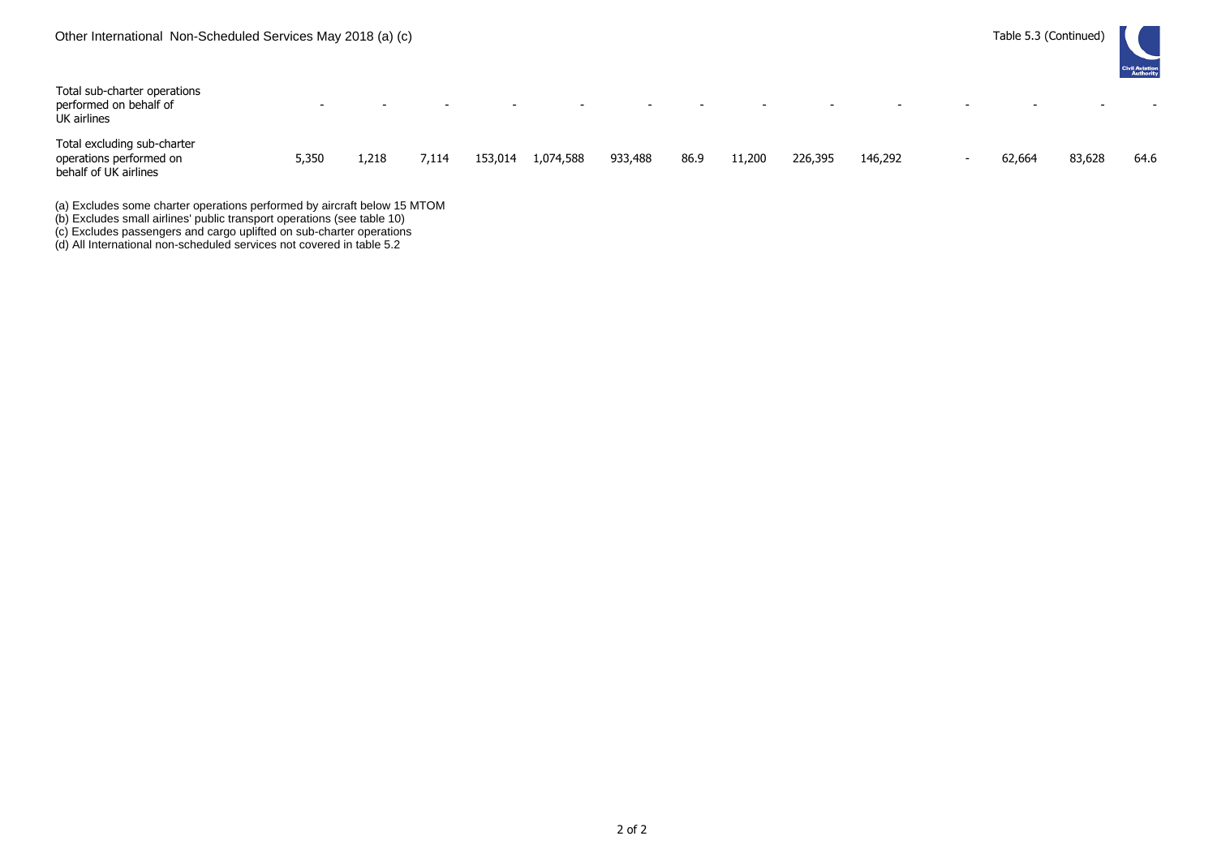Other International Non-Scheduled Services May 2018 (a) (c)

Table 5.3 (Continued)

| | | | | | | | | | | | | | | |
|---|---|---|---|---|---|---|---|---|---|---|---|---|---|---|
| Total sub-charter operations performed on behalf of UK airlines | - | - | - | - | - | - | - | - | - | - | - | - | - | - |
| Total excluding sub-charter operations performed on behalf of UK airlines | 5,350 | 1,218 | 7,114 | 153,014 | 1,074,588 | 933,488 | 86.9 | 11,200 | 226,395 | 146,292 | - | 62,664 | 83,628 | 64.6 |

(a) Excludes some charter operations performed by aircraft below 15 MTOM
(b) Excludes small airlines' public transport operations (see table 10)
(c) Excludes passengers and cargo uplifted on sub-charter operations
(d) All International non-scheduled services not covered in table 5.2